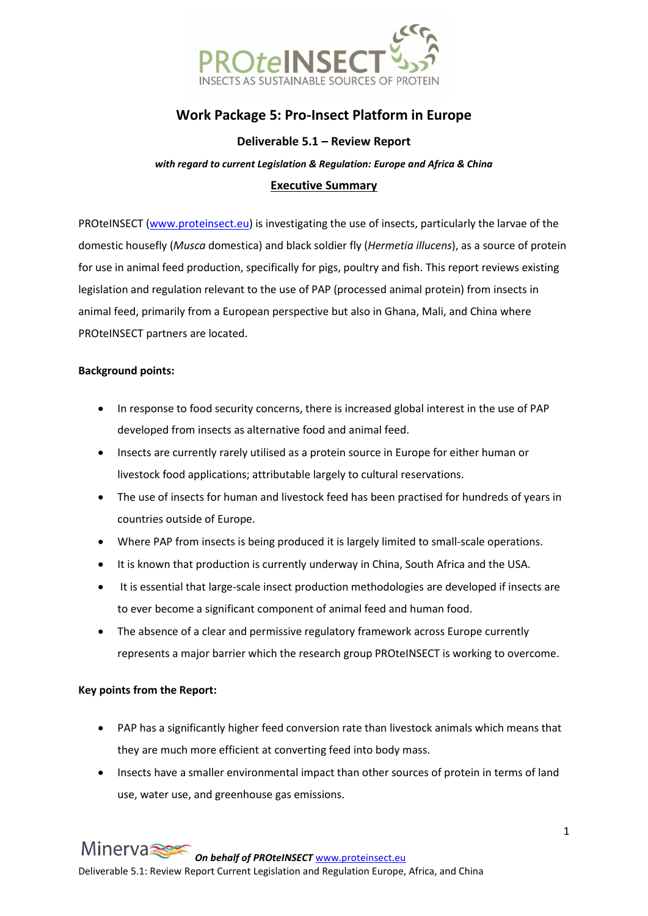# Work Package 5: Pro-Insect Platform in Europe

## Deliverable 5.1 – Review Report

***with regard to current Legislation & Regulation: Europe and Africa & China***

## Executive Summary

PROteINSECT (www.proteinsect.eu) is investigating the use of insects, particularly the larvae of the domestic housefly (*Musca* domestica) and black soldier fly (*Hermetia illucens*), as a source of protein for use in animal feed production, specifically for pigs, poultry and fish. This report reviews existing legislation and regulation relevant to the use of PAP (processed animal protein) from insects in animal feed, primarily from a European perspective but also in Ghana, Mali, and China where PROteINSECT partners are located.

**Background points:**

- In response to food security concerns, there is increased global interest in the use of PAP developed from insects as alternative food and animal feed.
- Insects are currently rarely utilised as a protein source in Europe for either human or livestock food applications; attributable largely to cultural reservations.
- The use of insects for human and livestock feed has been practised for hundreds of years in countries outside of Europe.
- Where PAP from insects is being produced it is largely limited to small-scale operations.
- It is known that production is currently underway in China, South Africa and the USA.
- It is essential that large-scale insect production methodologies are developed if insects are to ever become a significant component of animal feed and human food.
- The absence of a clear and permissive regulatory framework across Europe currently represents a major barrier which the research group PROteINSECT is working to overcome.

**Key points from the Report:**

- PAP has a significantly higher feed conversion rate than livestock animals which means that they are much more efficient at converting feed into body mass.
- Insects have a smaller environmental impact than other sources of protein in terms of land use, water use, and greenhouse gas emissions.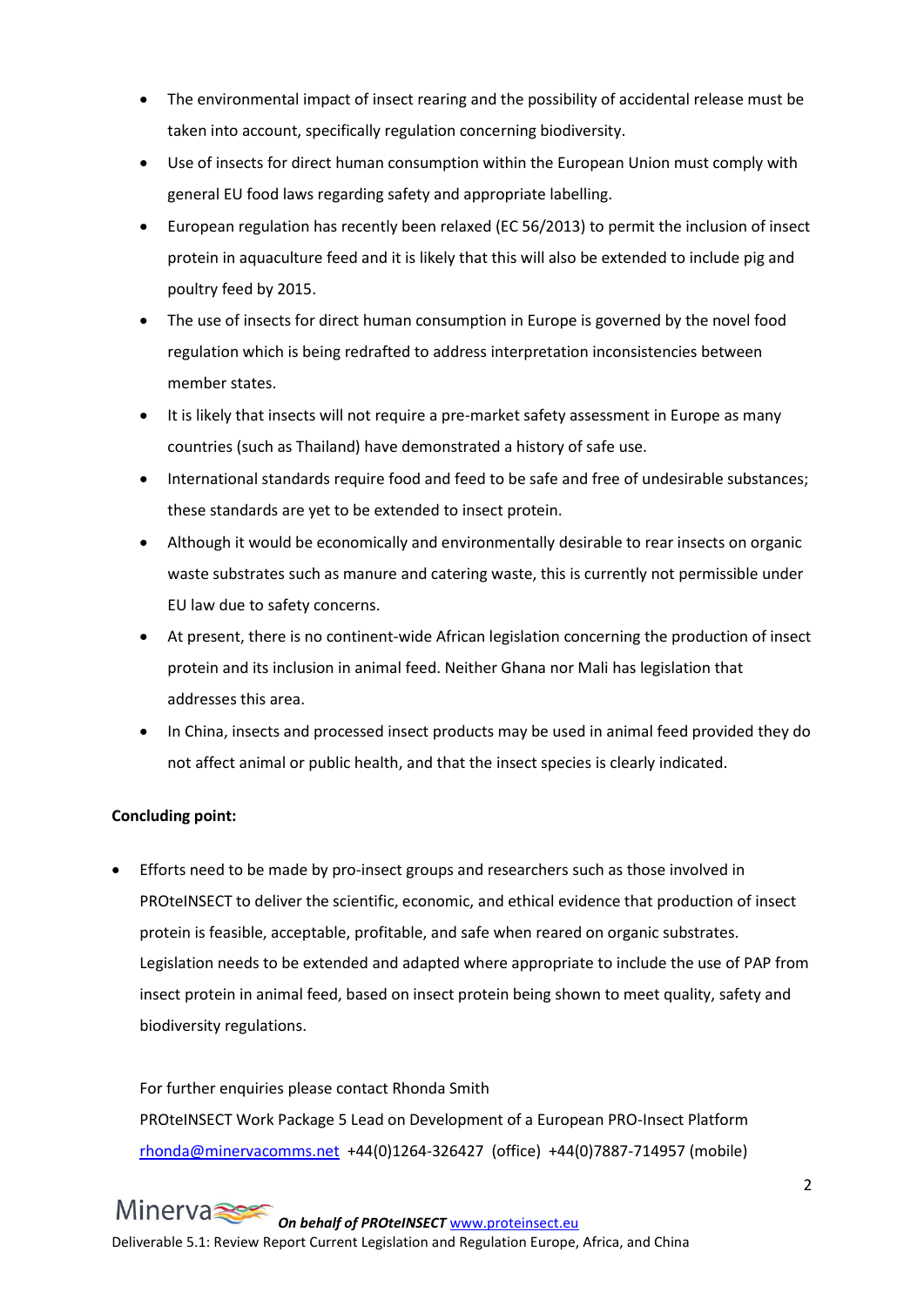- The environmental impact of insect rearing and the possibility of accidental release must be taken into account, specifically regulation concerning biodiversity.
- Use of insects for direct human consumption within the European Union must comply with general EU food laws regarding safety and appropriate labelling.
- European regulation has recently been relaxed (EC 56/2013) to permit the inclusion of insect protein in aquaculture feed and it is likely that this will also be extended to include pig and poultry feed by 2015.
- The use of insects for direct human consumption in Europe is governed by the novel food regulation which is being redrafted to address interpretation inconsistencies between member states.
- It is likely that insects will not require a pre-market safety assessment in Europe as many countries (such as Thailand) have demonstrated a history of safe use.
- International standards require food and feed to be safe and free of undesirable substances; these standards are yet to be extended to insect protein.
- Although it would be economically and environmentally desirable to rear insects on organic waste substrates such as manure and catering waste, this is currently not permissible under EU law due to safety concerns.
- At present, there is no continent-wide African legislation concerning the production of insect protein and its inclusion in animal feed. Neither Ghana nor Mali has legislation that addresses this area.
- In China, insects and processed insect products may be used in animal feed provided they do not affect animal or public health, and that the insect species is clearly indicated.

**Concluding point:**

- Efforts need to be made by pro-insect groups and researchers such as those involved in PROteINSECT to deliver the scientific, economic, and ethical evidence that production of insect protein is feasible, acceptable, profitable, and safe when reared on organic substrates. Legislation needs to be extended and adapted where appropriate to include the use of PAP from insect protein in animal feed, based on insect protein being shown to meet quality, safety and biodiversity regulations.

For further enquiries please contact Rhonda Smith

PROteINSECT Work Package 5 Lead on Development of a European PRO-Insect Platform

rhonda@minervacomms.net +44(0)1264-326427 (office) +44(0)7887-714957 (mobile)